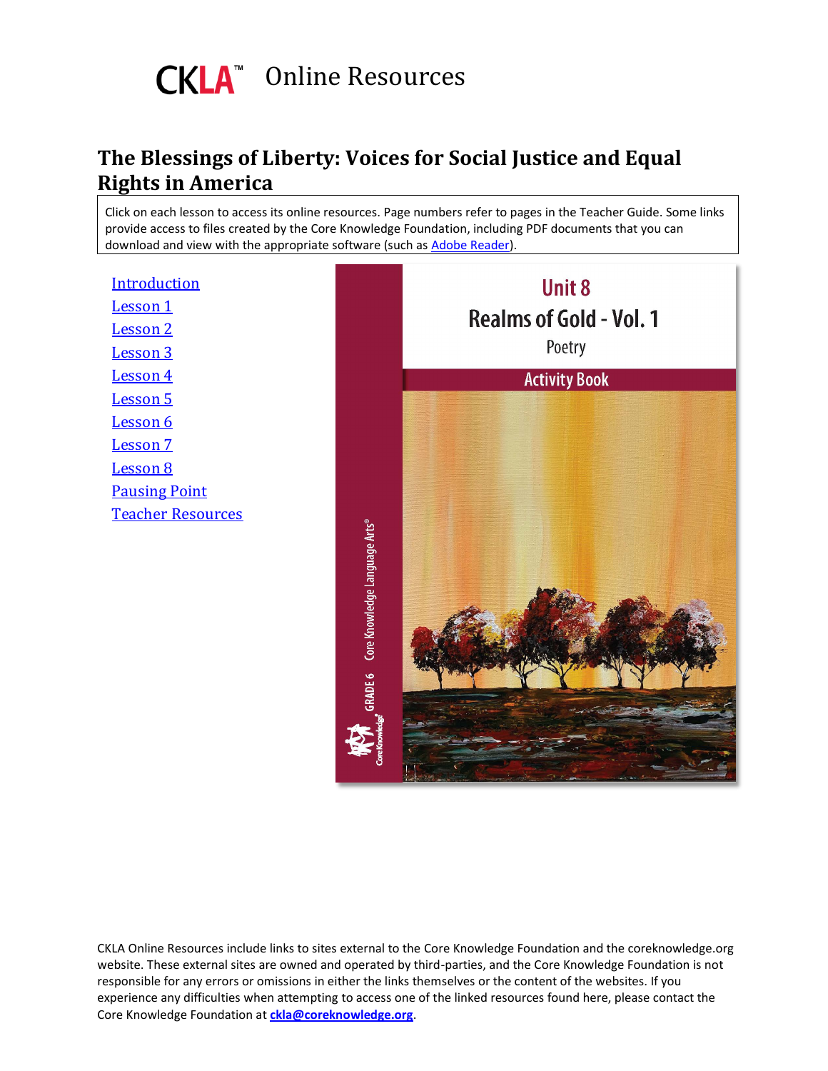CKLA™ Online Resources

# The Blessings of Liberty: Voices for Social Justice and Equal Rights in America

Click on each lesson to access its online resources. Page numbers refer to pages in the Teacher Guide. Some links provide access to files created by the Core Knowledge Foundation, including PDF documents that you can download and view with the appropriate software (such as Adobe Reader).

- Introduction
- Lesson 1
- Lesson 2
- Lesson 3
- Lesson 4
- Lesson 5
- Lesson 6
- Lesson 7
- Lesson 8
- Pausing Point
- Teacher Resources

Unit 8

Realms of Gold - Vol. 1

Poetry

Activity Book

GRADE 6 Core Knowledge Language Arts®

CKLA Online Resources include links to sites external to the Core Knowledge Foundation and the coreknowledge.org website. These external sites are owned and operated by third-parties, and the Core Knowledge Foundation is not responsible for any errors or omissions in either the links themselves or the content of the websites. If you experience any difficulties when attempting to access one of the linked resources found here, please contact the Core Knowledge Foundation at **ckla@coreknowledge.org**.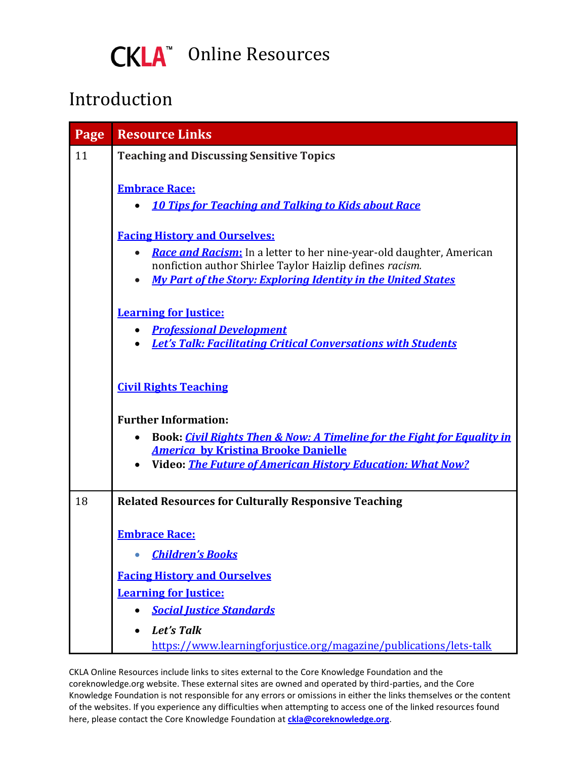# CKLA™ Online Resources

## Introduction

| Page | Resource Links |
|---|---|
| 11 | **Teaching and Discussing Sensitive Topics**<br><br>**Embrace Race:**<br>• ***10 Tips for Teaching and Talking to Kids about Race***<br><br>**Facing History and Ourselves:**<br>• ***Race and Racism:*** In a letter to her nine-year-old daughter, American nonfiction author Shirlee Taylor Haizlip defines *racism.*<br>• ***My Part of the Story: Exploring Identity in the United States***<br><br>**Learning for Justice:**<br>• ***Professional Development***<br>• ***Let's Talk: Facilitating Critical Conversations with Students***<br><br>**Civil Rights Teaching**<br><br>**Further Information:**<br>• **Book:** ***Civil Rights Then & Now: A Timeline for the Fight for Equality in America* by Kristina Brooke Danielle**<br>• **Video:** ***The Future of American History Education: What Now?*** |
| 18 | **Related Resources for Culturally Responsive Teaching**<br><br>**Embrace Race:**<br>• ***Children's Books***<br><br>**Facing History and Ourselves**<br>**Learning for Justice:**<br>• ***Social Justice Standards***<br>• ***Let's Talk***<br>https://www.learningforjustice.org/magazine/publications/lets-talk |

CKLA Online Resources include links to sites external to the Core Knowledge Foundation and the coreknowledge.org website. These external sites are owned and operated by third-parties, and the Core Knowledge Foundation is not responsible for any errors or omissions in either the links themselves or the content of the websites. If you experience any difficulties when attempting to access one of the linked resources found here, please contact the Core Knowledge Foundation at **ckla@coreknowledge.org**.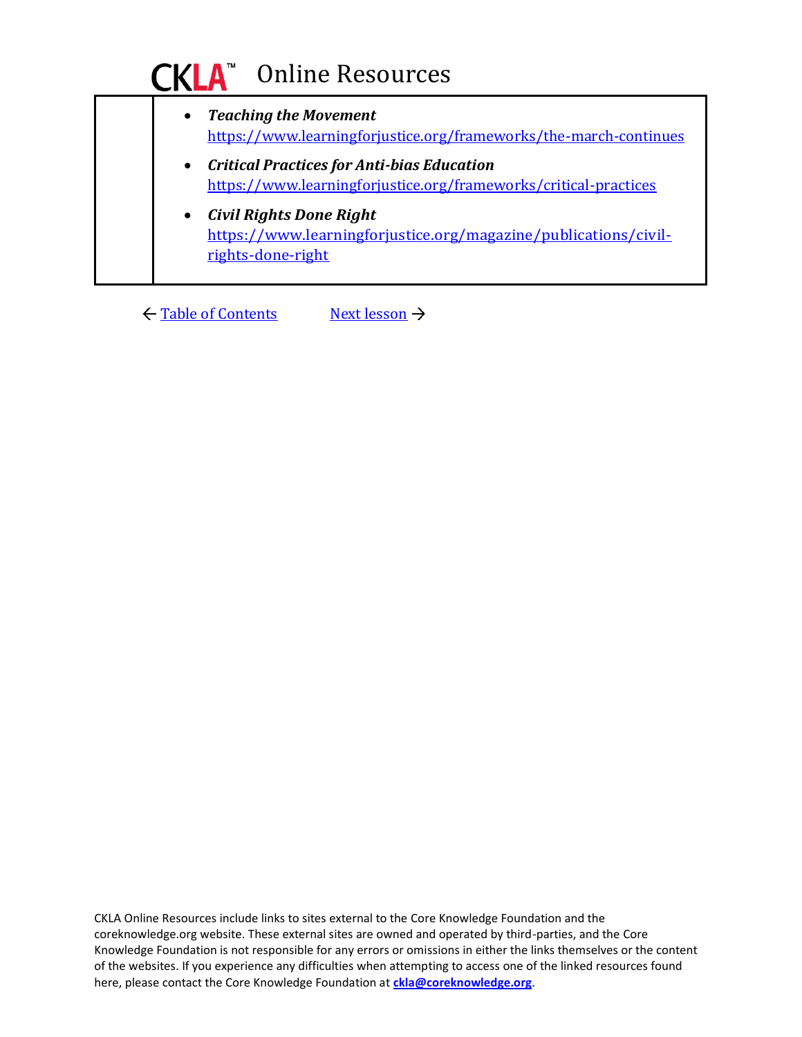- ***Teaching the Movement***
  https://www.learningforjustice.org/frameworks/the-march-continues
- ***Critical Practices for Anti-bias Education***
  https://www.learningforjustice.org/frameworks/critical-practices
- ***Civil Rights Done Right***
  https://www.learningforjustice.org/magazine/publications/civil-rights-done-right

← Table of Contents Next lesson →

CKLA Online Resources include links to sites external to the Core Knowledge Foundation and the coreknowledge.org website. These external sites are owned and operated by third-parties, and the Core Knowledge Foundation is not responsible for any errors or omissions in either the links themselves or the content of the websites. If you experience any difficulties when attempting to access one of the linked resources found here, please contact the Core Knowledge Foundation at **ckla@coreknowledge.org**.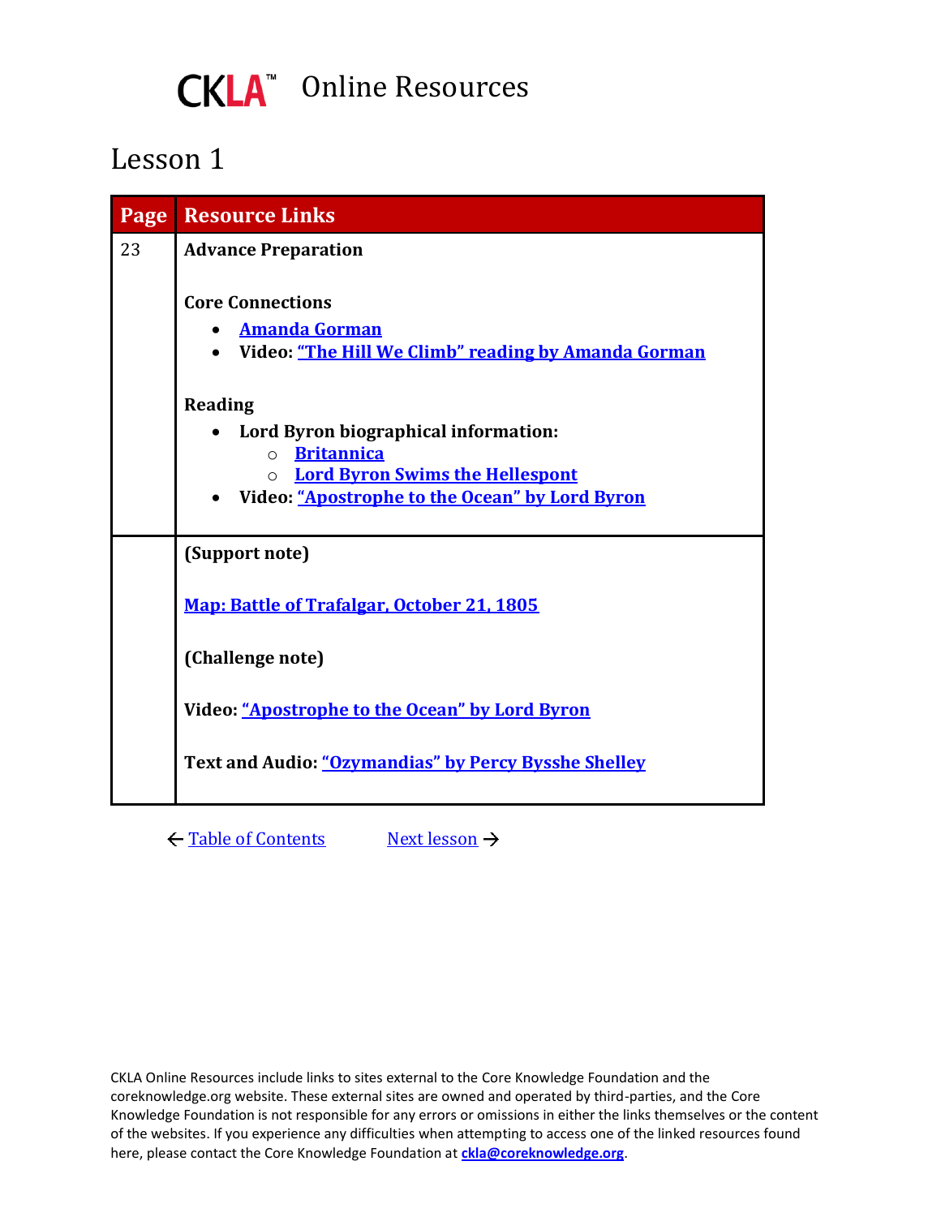# CKLA™ Online Resources

## Lesson 1

| Page | Resource Links |
|---|---|
| 23 | **Advance Preparation**<br><br>**Core Connections**<br>• **Amanda Gorman**<br>• **Video: "The Hill We Climb" reading by Amanda Gorman**<br><br>**Reading**<br>• **Lord Byron biographical information:**<br>  ○ **Britannica**<br>  ○ **Lord Byron Swims the Hellespont**<br>• **Video: "Apostrophe to the Ocean" by Lord Byron** |
| | **(Support note)**<br><br>**Map: Battle of Trafalgar, October 21, 1805**<br><br>**(Challenge note)**<br><br>**Video: "Apostrophe to the Ocean" by Lord Byron**<br><br>**Text and Audio: "Ozymandias" by Percy Bysshe Shelley** |

← Table of Contents Next lesson →

CKLA Online Resources include links to sites external to the Core Knowledge Foundation and the coreknowledge.org website. These external sites are owned and operated by third-parties, and the Core Knowledge Foundation is not responsible for any errors or omissions in either the links themselves or the content of the websites. If you experience any difficulties when attempting to access one of the linked resources found here, please contact the Core Knowledge Foundation at **ckla@coreknowledge.org**.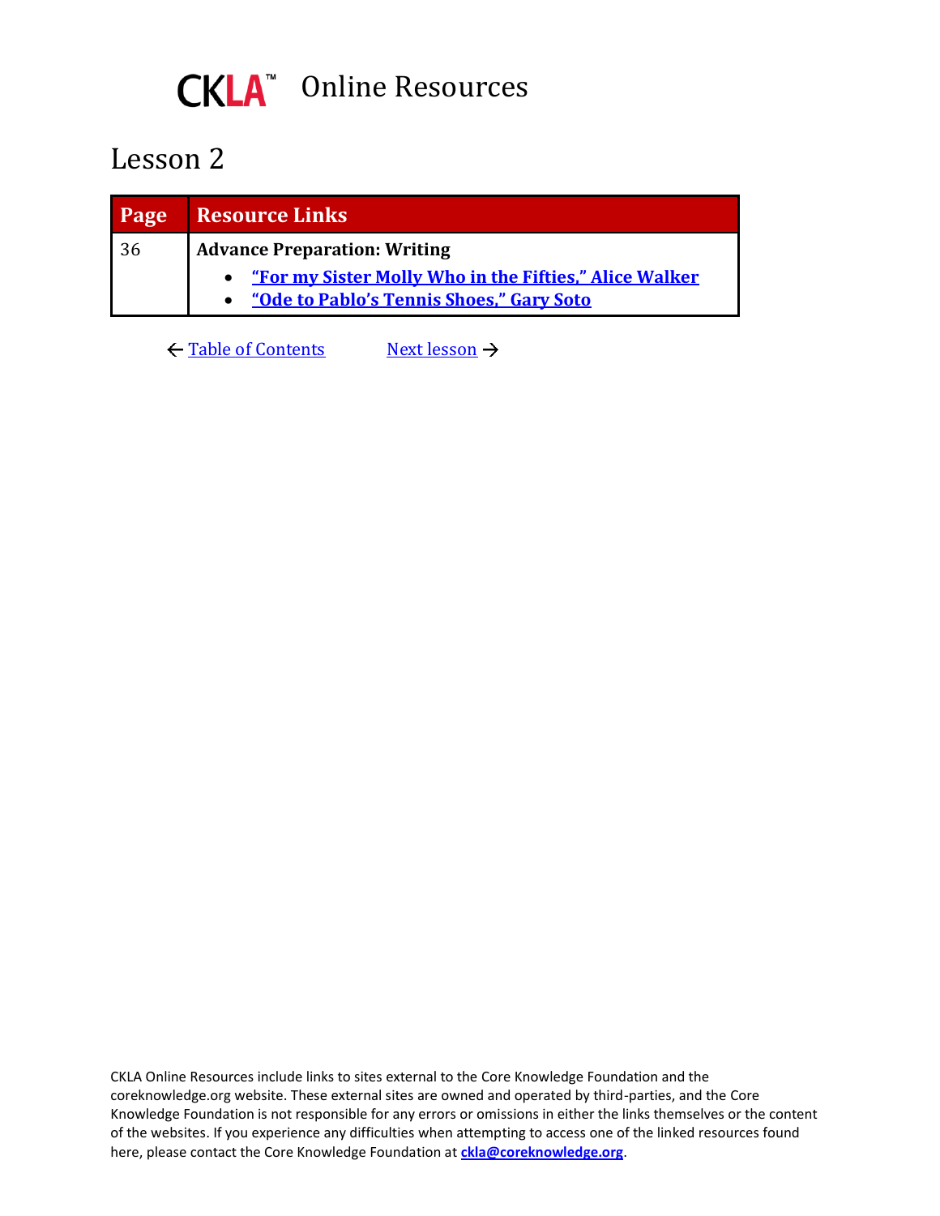# CKLA™ Online Resources

## Lesson 2

| Page | Resource Links |
| --- | --- |
| 36 | **Advance Preparation: Writing** <br> • **"For my Sister Molly Who in the Fifties," Alice Walker** <br> • **"Ode to Pablo's Tennis Shoes," Gary Soto** |

← Table of Contents          Next lesson →

CKLA Online Resources include links to sites external to the Core Knowledge Foundation and the coreknowledge.org website. These external sites are owned and operated by third-parties, and the Core Knowledge Foundation is not responsible for any errors or omissions in either the links themselves or the content of the websites. If you experience any difficulties when attempting to access one of the linked resources found here, please contact the Core Knowledge Foundation at **ckla@coreknowledge.org**.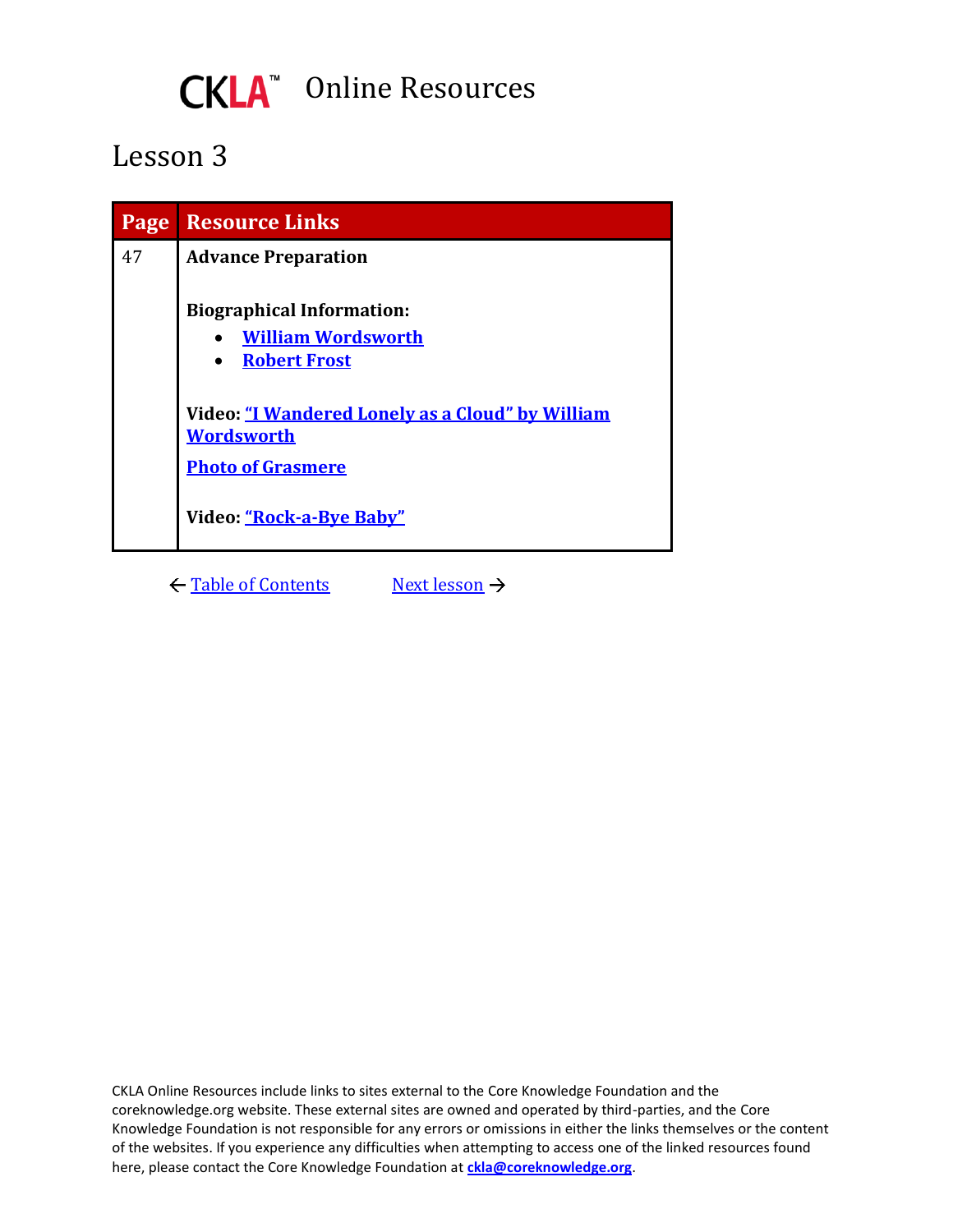# CKLA™ Online Resources

## Lesson 3

| Page | Resource Links |
| --- | --- |
| 47 | **Advance Preparation**<br><br>**Biographical Information:**<br>• **William Wordsworth**<br>• **Robert Frost**<br><br>**Video: "I Wandered Lonely as a Cloud" by William Wordsworth**<br>**Photo of Grasmere**<br><br>**Video: "Rock-a-Bye Baby"** |

← Table of Contents          Next lesson →

CKLA Online Resources include links to sites external to the Core Knowledge Foundation and the coreknowledge.org website. These external sites are owned and operated by third-parties, and the Core Knowledge Foundation is not responsible for any errors or omissions in either the links themselves or the content of the websites. If you experience any difficulties when attempting to access one of the linked resources found here, please contact the Core Knowledge Foundation at **ckla@coreknowledge.org**.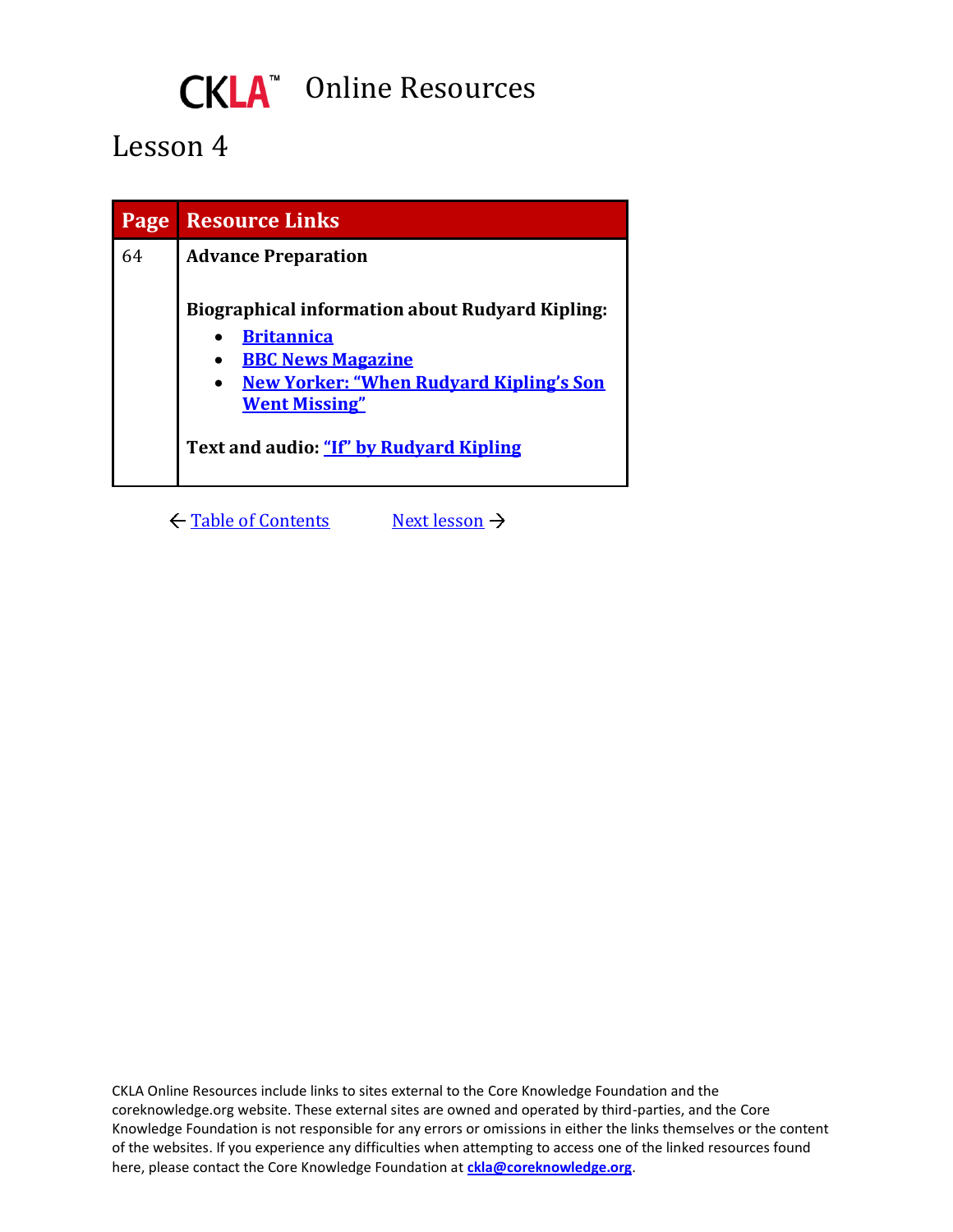# CKLA™ Online Resources

## Lesson 4

| Page | Resource Links |
|---|---|
| 64 | **Advance Preparation**<br><br>**Biographical information about Rudyard Kipling:**<br>• **Britannica**<br>• **BBC News Magazine**<br>• **New Yorker: "When Rudyard Kipling's Son Went Missing"**<br><br>**Text and audio: "If" by Rudyard Kipling** |

← Table of Contents    Next lesson →

CKLA Online Resources include links to sites external to the Core Knowledge Foundation and the coreknowledge.org website. These external sites are owned and operated by third-parties, and the Core Knowledge Foundation is not responsible for any errors or omissions in either the links themselves or the content of the websites. If you experience any difficulties when attempting to access one of the linked resources found here, please contact the Core Knowledge Foundation at **ckla@coreknowledge.org**.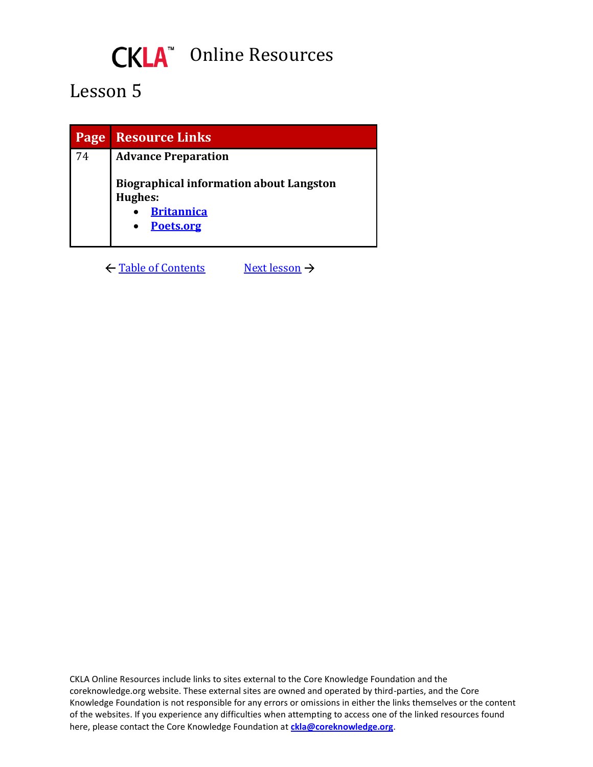# CKLA™ Online Resources

## Lesson 5

| Page | Resource Links |
|---|---|
| 74 | **Advance Preparation**<br><br>**Biographical information about Langston Hughes:**<br>• **Britannica**<br>• **Poets.org** |

← Table of Contents     Next lesson →

CKLA Online Resources include links to sites external to the Core Knowledge Foundation and the coreknowledge.org website. These external sites are owned and operated by third-parties, and the Core Knowledge Foundation is not responsible for any errors or omissions in either the links themselves or the content of the websites. If you experience any difficulties when attempting to access one of the linked resources found here, please contact the Core Knowledge Foundation at **ckla@coreknowledge.org**.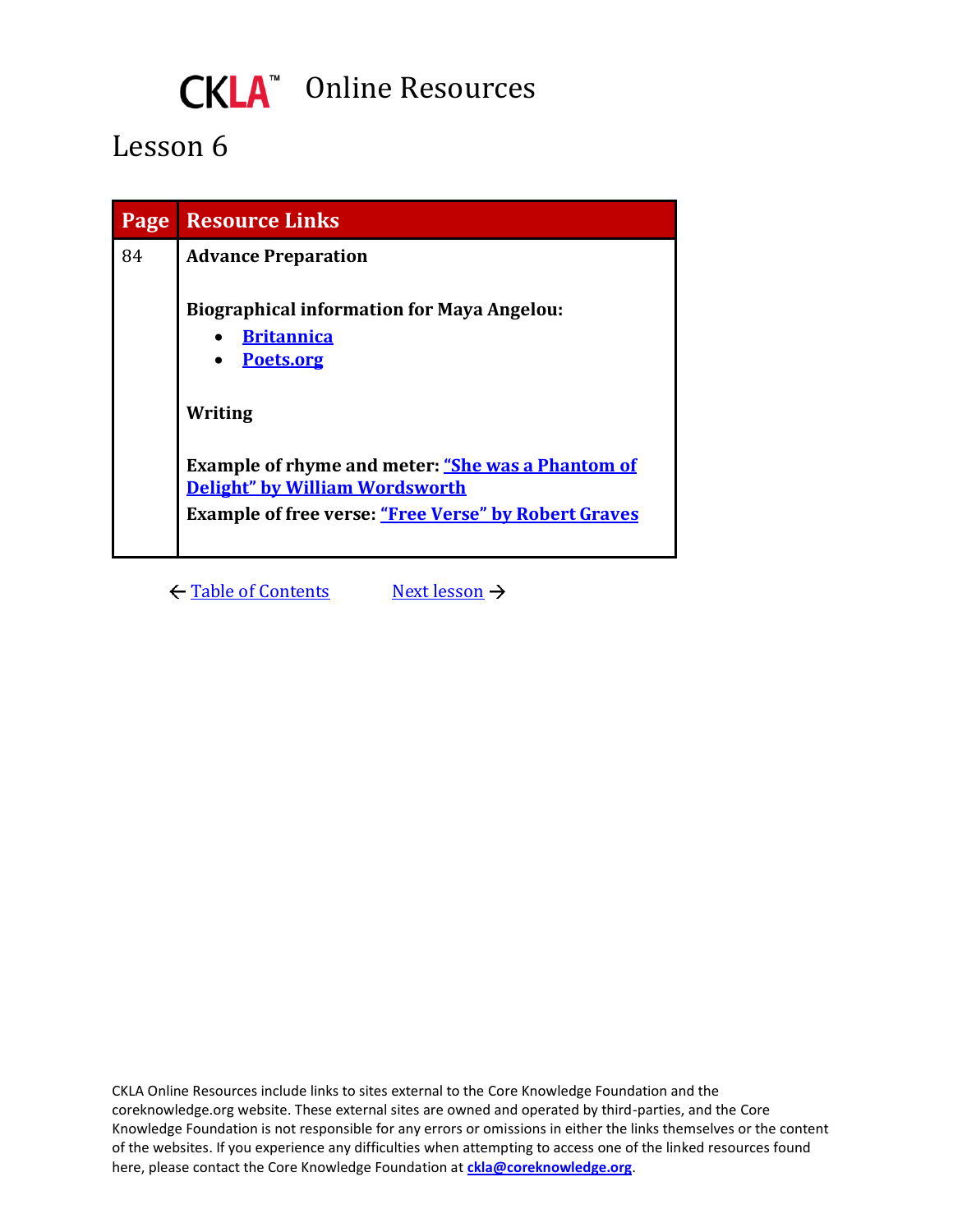# CKLA™ Online Resources

## Lesson 6

| Page | Resource Links |
| --- | --- |
| 84 | **Advance Preparation**<br><br>**Biographical information for Maya Angelou:**<br>• **Britannica**<br>• **Poets.org**<br><br>**Writing**<br><br>**Example of rhyme and meter: "She was a Phantom of Delight" by William Wordsworth**<br>**Example of free verse: "Free Verse" by Robert Graves** |

← Table of Contents    Next lesson →

CKLA Online Resources include links to sites external to the Core Knowledge Foundation and the coreknowledge.org website. These external sites are owned and operated by third-parties, and the Core Knowledge Foundation is not responsible for any errors or omissions in either the links themselves or the content of the websites. If you experience any difficulties when attempting to access one of the linked resources found here, please contact the Core Knowledge Foundation at **ckla@coreknowledge.org**.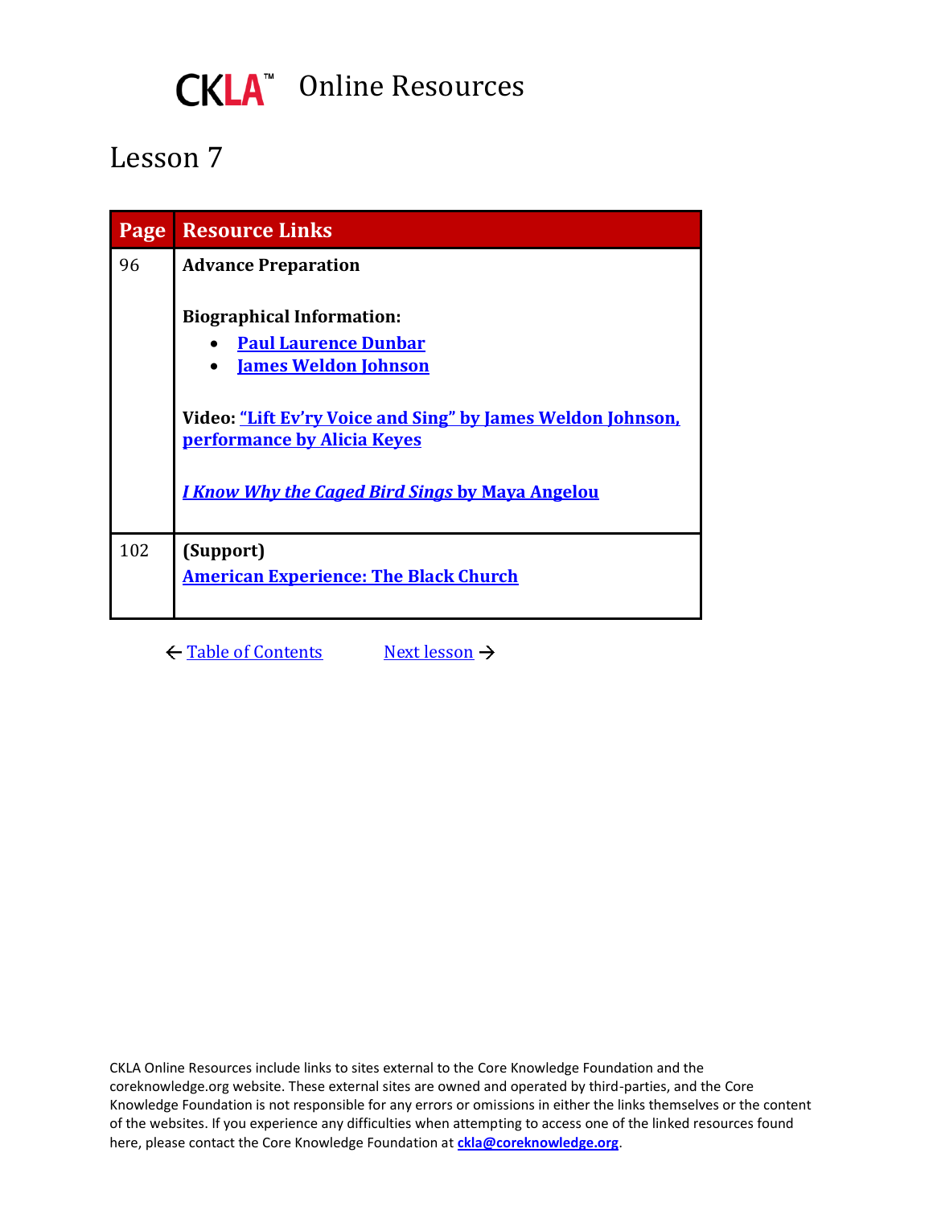# CKLA™ Online Resources

## Lesson 7

| Page | Resource Links |
|---|---|
| 96 | **Advance Preparation**<br><br>**Biographical Information:**<br>• **Paul Laurence Dunbar**<br>• **James Weldon Johnson**<br><br>**Video: "Lift Ev'ry Voice and Sing" by James Weldon Johnson, performance by Alicia Keyes**<br><br>***I Know Why the Caged Bird Sings* by Maya Angelou** |
| 102 | **(Support)**<br>**American Experience: The Black Church** |

← Table of Contents Next lesson →

CKLA Online Resources include links to sites external to the Core Knowledge Foundation and the coreknowledge.org website. These external sites are owned and operated by third-parties, and the Core Knowledge Foundation is not responsible for any errors or omissions in either the links themselves or the content of the websites. If you experience any difficulties when attempting to access one of the linked resources found here, please contact the Core Knowledge Foundation at **ckla@coreknowledge.org**.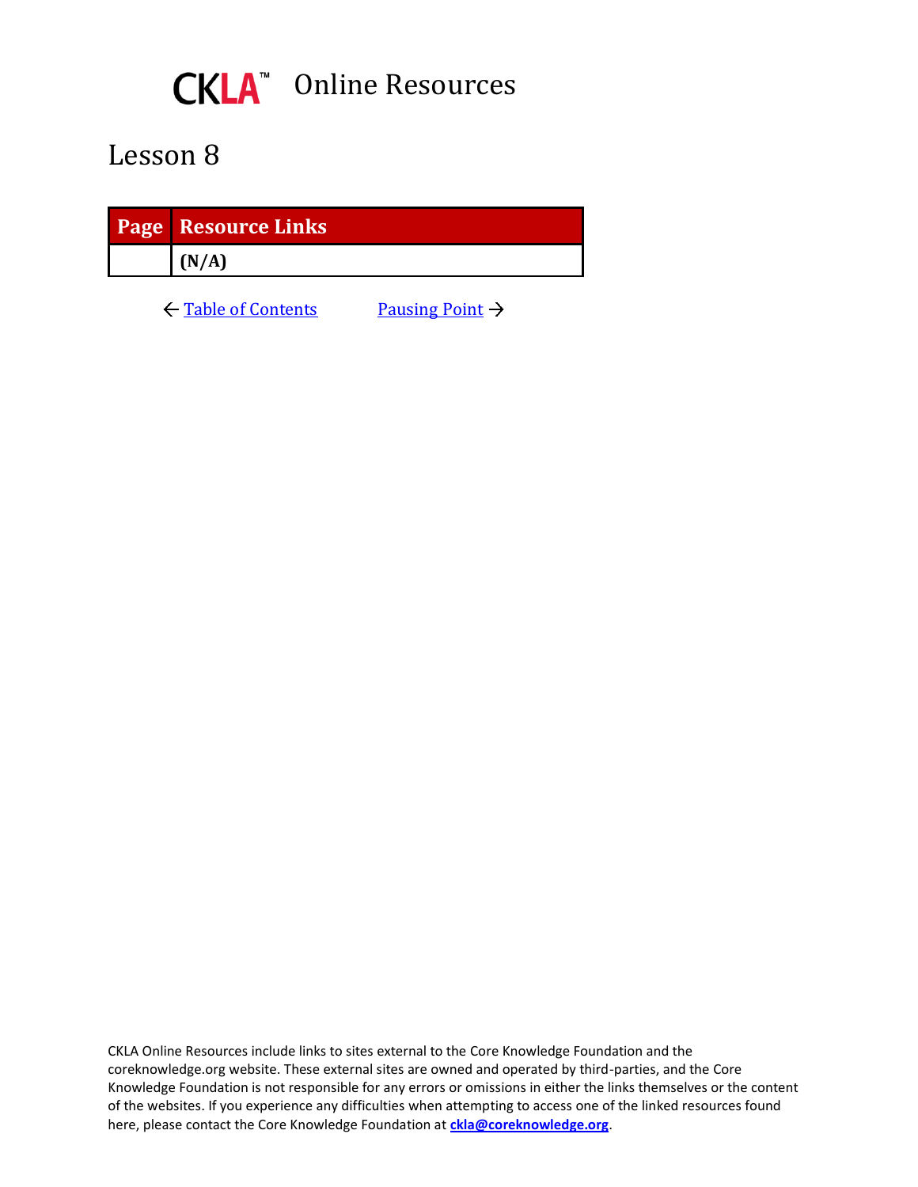# CKLA™ Online Resources

## Lesson 8

| Page | Resource Links |
| --- | --- |
| | **(N/A)** |

← Table of Contents Pausing Point →

CKLA Online Resources include links to sites external to the Core Knowledge Foundation and the coreknowledge.org website. These external sites are owned and operated by third-parties, and the Core Knowledge Foundation is not responsible for any errors or omissions in either the links themselves or the content of the websites. If you experience any difficulties when attempting to access one of the linked resources found here, please contact the Core Knowledge Foundation at **ckla@coreknowledge.org**.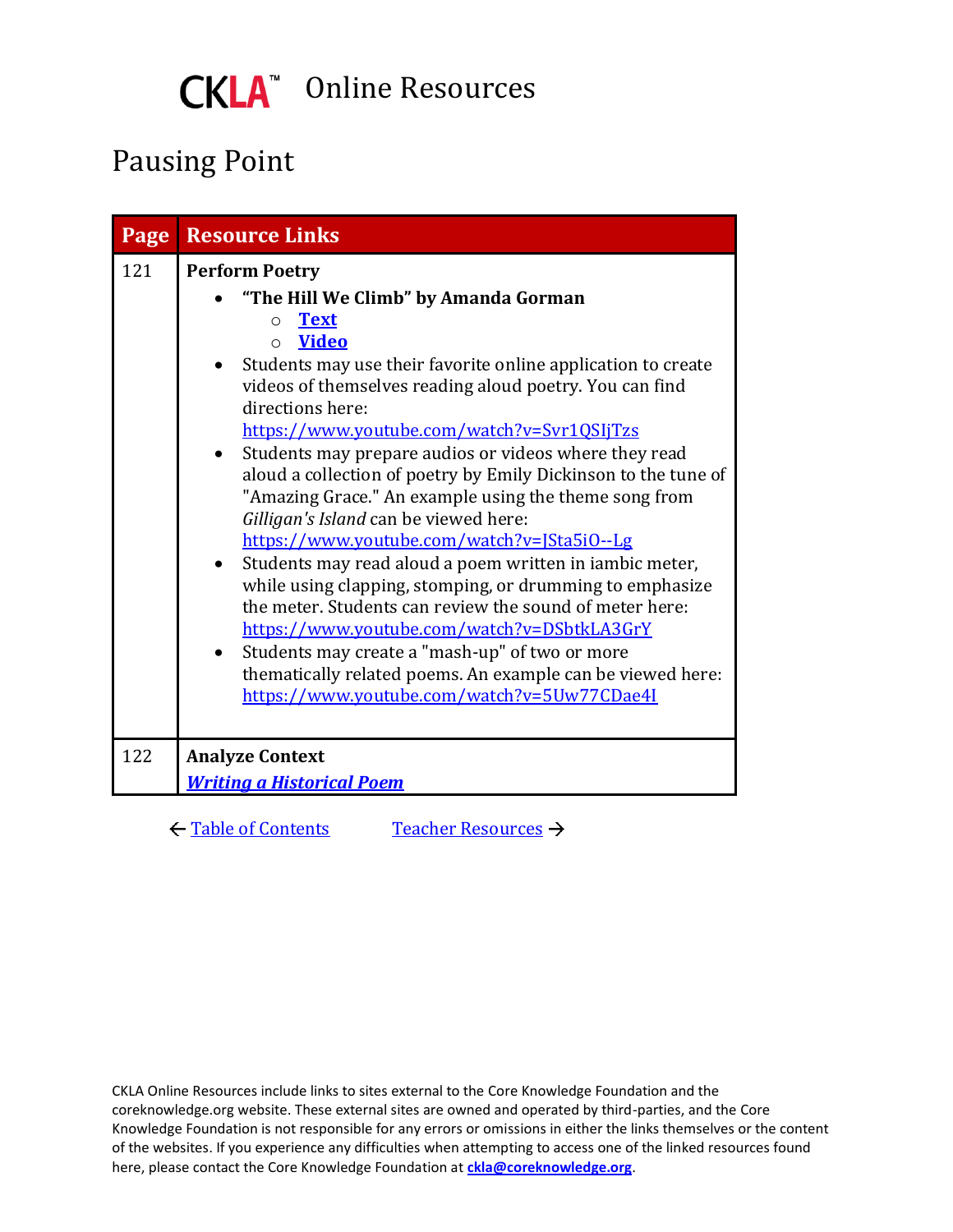# CKLA™ Online Resources

## Pausing Point

| Page | Resource Links |
|---|---|
| 121 | **Perform Poetry**<br>• **"The Hill We Climb" by Amanda Gorman**<br>  ○ **Text**<br>  ○ **Video**<br>• Students may use their favorite online application to create videos of themselves reading aloud poetry. You can find directions here: https://www.youtube.com/watch?v=Svr1QSIjTzs<br>• Students may prepare audios or videos where they read aloud a collection of poetry by Emily Dickinson to the tune of "Amazing Grace." An example using the theme song from *Gilligan's Island* can be viewed here: https://www.youtube.com/watch?v=JSta5iO--Lg<br>• Students may read aloud a poem written in iambic meter, while using clapping, stomping, or drumming to emphasize the meter. Students can review the sound of meter here: https://www.youtube.com/watch?v=DSbtkLA3GrY<br>• Students may create a "mash-up" of two or more thematically related poems. An example can be viewed here: https://www.youtube.com/watch?v=5Uw77CDae4I |
| 122 | **Analyze Context**<br>***Writing a Historical Poem*** |

← Table of Contents    Teacher Resources →

CKLA Online Resources include links to sites external to the Core Knowledge Foundation and the coreknowledge.org website. These external sites are owned and operated by third-parties, and the Core Knowledge Foundation is not responsible for any errors or omissions in either the links themselves or the content of the websites. If you experience any difficulties when attempting to access one of the linked resources found here, please contact the Core Knowledge Foundation at **ckla@coreknowledge.org**.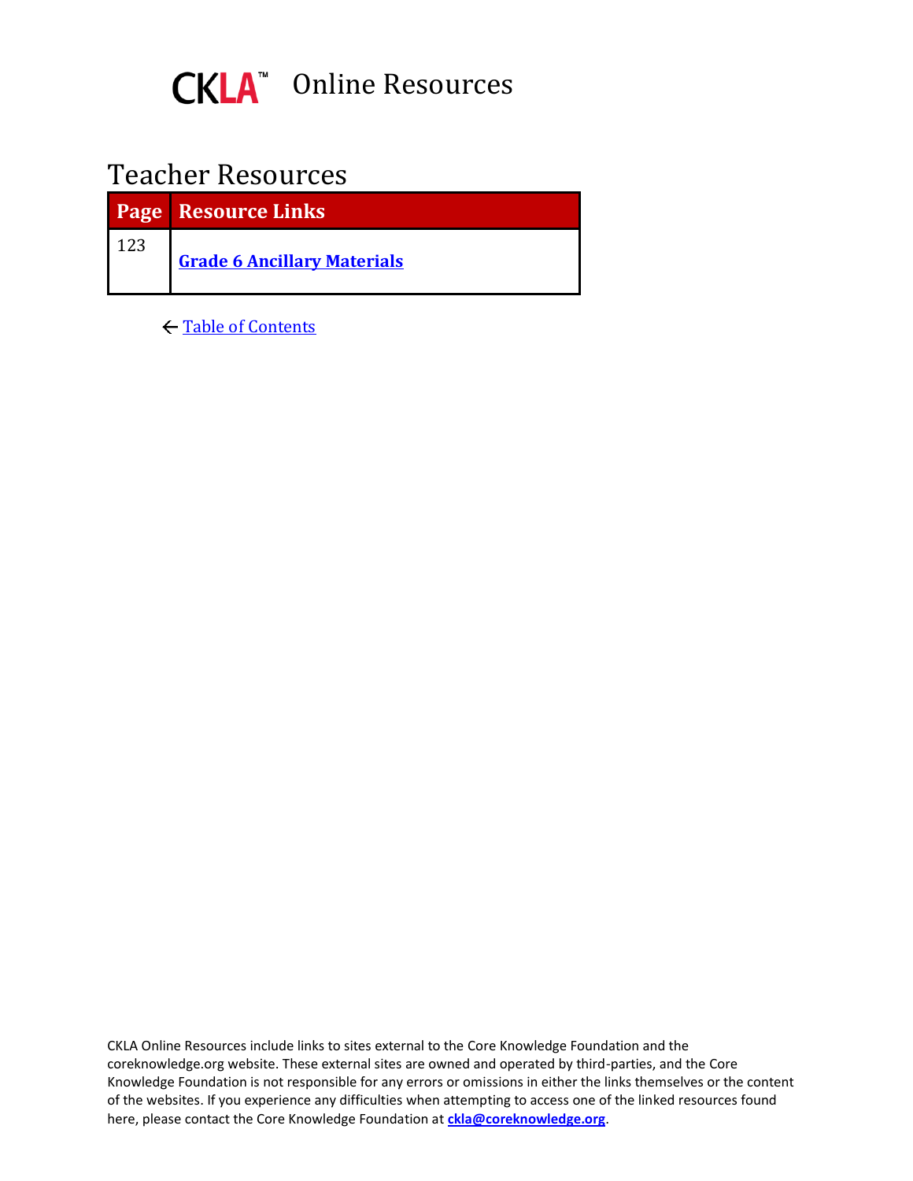# CKLA™ Online Resources

## Teacher Resources

| Page | Resource Links |
| --- | --- |
| 123 | **Grade 6 Ancillary Materials** |

← Table of Contents

CKLA Online Resources include links to sites external to the Core Knowledge Foundation and the coreknowledge.org website. These external sites are owned and operated by third-parties, and the Core Knowledge Foundation is not responsible for any errors or omissions in either the links themselves or the content of the websites. If you experience any difficulties when attempting to access one of the linked resources found here, please contact the Core Knowledge Foundation at **ckla@coreknowledge.org**.